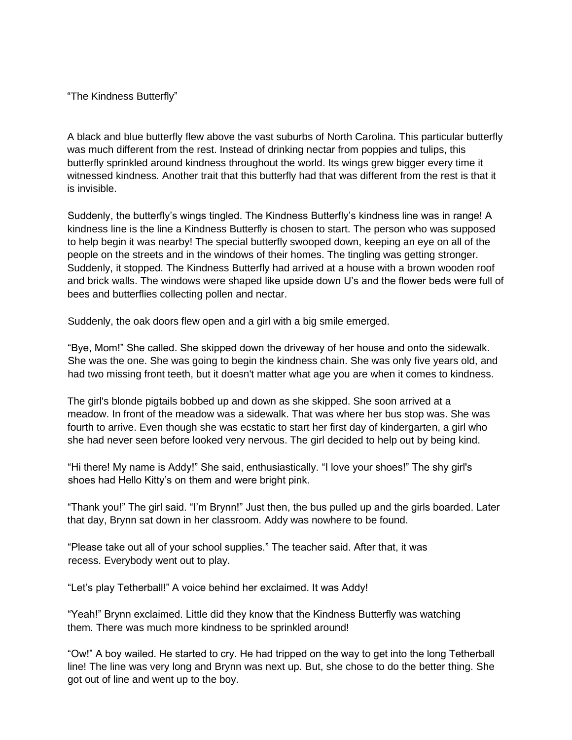"The Kindness Butterfly"

A black and blue butterfly flew above the vast suburbs of North Carolina. This particular butterfly was much different from the rest. Instead of drinking nectar from poppies and tulips, this butterfly sprinkled around kindness throughout the world. Its wings grew bigger every time it witnessed kindness. Another trait that this butterfly had that was different from the rest is that it is invisible.

Suddenly, the butterfly's wings tingled. The Kindness Butterfly's kindness line was in range! A kindness line is the line a Kindness Butterfly is chosen to start. The person who was supposed to help begin it was nearby! The special butterfly swooped down, keeping an eye on all of the people on the streets and in the windows of their homes. The tingling was getting stronger. Suddenly, it stopped. The Kindness Butterfly had arrived at a house with a brown wooden roof and brick walls. The windows were shaped like upside down U's and the flower beds were full of bees and butterflies collecting pollen and nectar.

Suddenly, the oak doors flew open and a girl with a big smile emerged.

"Bye, Mom!" She called. She skipped down the driveway of her house and onto the sidewalk. She was the one. She was going to begin the kindness chain. She was only five years old, and had two missing front teeth, but it doesn't matter what age you are when it comes to kindness.

The girl's blonde pigtails bobbed up and down as she skipped. She soon arrived at a meadow. In front of the meadow was a sidewalk. That was where her bus stop was. She was fourth to arrive. Even though she was ecstatic to start her first day of kindergarten, a girl who she had never seen before looked very nervous. The girl decided to help out by being kind.

"Hi there! My name is Addy!" She said, enthusiastically. "I love your shoes!" The shy girl's shoes had Hello Kitty's on them and were bright pink.

"Thank you!" The girl said. "I'm Brynn!" Just then, the bus pulled up and the girls boarded. Later that day, Brynn sat down in her classroom. Addy was nowhere to be found.

"Please take out all of your school supplies." The teacher said. After that, it was recess. Everybody went out to play.

"Let's play Tetherball!" A voice behind her exclaimed. It was Addy!

"Yeah!" Brynn exclaimed. Little did they know that the Kindness Butterfly was watching them. There was much more kindness to be sprinkled around!

"Ow!" A boy wailed. He started to cry. He had tripped on the way to get into the long Tetherball line! The line was very long and Brynn was next up. But, she chose to do the better thing. She got out of line and went up to the boy.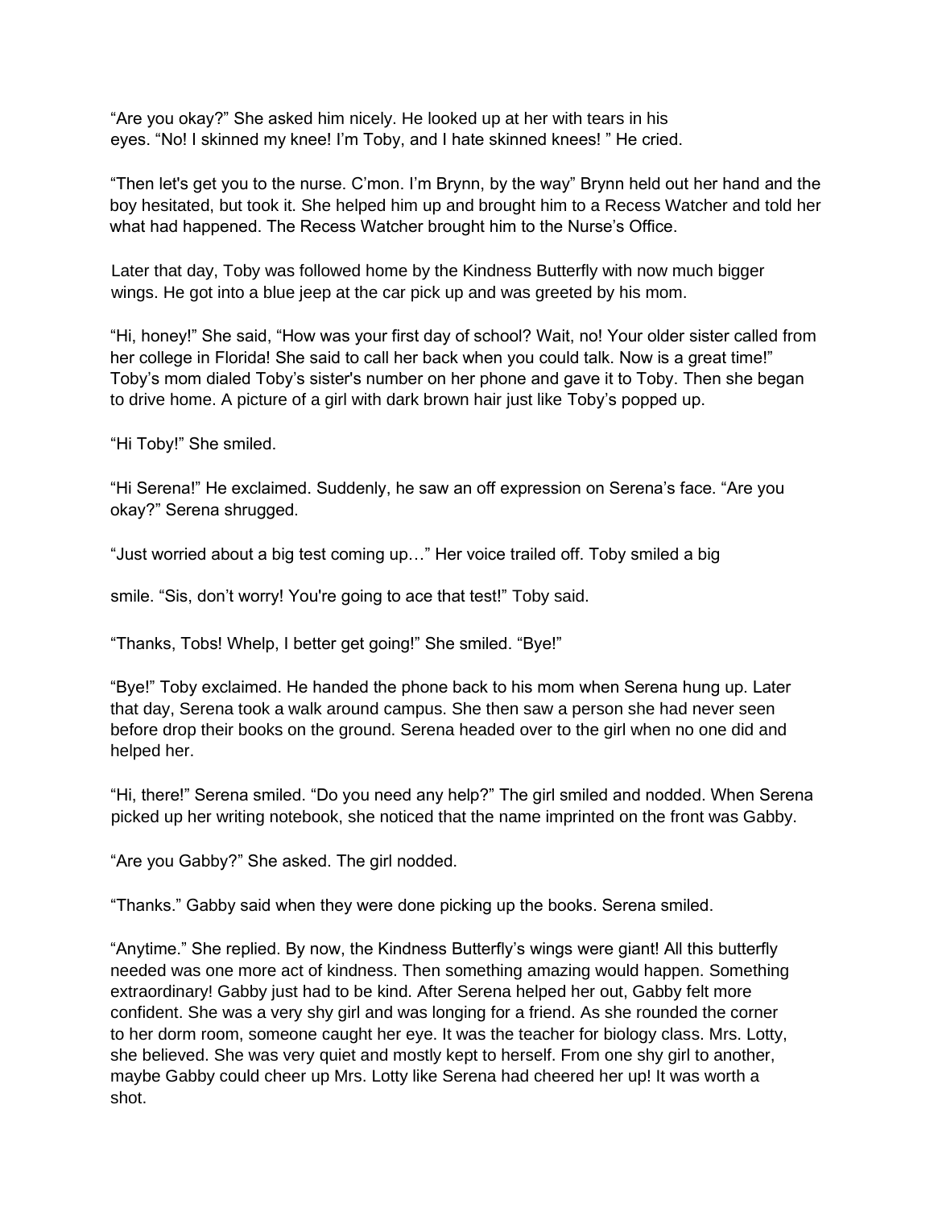"Are you okay?" She asked him nicely. He looked up at her with tears in his eyes. "No! I skinned my knee! I'm Toby, and I hate skinned knees! " He cried.

"Then let's get you to the nurse. C'mon. I'm Brynn, by the way" Brynn held out her hand and the boy hesitated, but took it. She helped him up and brought him to a Recess Watcher and told her what had happened. The Recess Watcher brought him to the Nurse's Office.

Later that day, Toby was followed home by the Kindness Butterfly with now much bigger wings. He got into a blue jeep at the car pick up and was greeted by his mom.

"Hi, honey!" She said, "How was your first day of school? Wait, no! Your older sister called from her college in Florida! She said to call her back when you could talk. Now is a great time!" Toby's mom dialed Toby's sister's number on her phone and gave it to Toby. Then she began to drive home. A picture of a girl with dark brown hair just like Toby's popped up.

"Hi Toby!" She smiled.

"Hi Serena!" He exclaimed. Suddenly, he saw an off expression on Serena's face. "Are you okay?" Serena shrugged.

"Just worried about a big test coming up…" Her voice trailed off. Toby smiled a big

smile. "Sis, don't worry! You're going to ace that test!" Toby said.

"Thanks, Tobs! Whelp, I better get going!" She smiled. "Bye!"

"Bye!" Toby exclaimed. He handed the phone back to his mom when Serena hung up. Later that day, Serena took a walk around campus. She then saw a person she had never seen before drop their books on the ground. Serena headed over to the girl when no one did and helped her.

"Hi, there!" Serena smiled. "Do you need any help?" The girl smiled and nodded. When Serena picked up her writing notebook, she noticed that the name imprinted on the front was Gabby.

"Are you Gabby?" She asked. The girl nodded.

"Thanks." Gabby said when they were done picking up the books. Serena smiled.

"Anytime." She replied. By now, the Kindness Butterfly's wings were giant! All this butterfly needed was one more act of kindness. Then something amazing would happen. Something extraordinary! Gabby just had to be kind. After Serena helped her out, Gabby felt more confident. She was a very shy girl and was longing for a friend. As she rounded the corner to her dorm room, someone caught her eye. It was the teacher for biology class. Mrs. Lotty, she believed. She was very quiet and mostly kept to herself. From one shy girl to another, maybe Gabby could cheer up Mrs. Lotty like Serena had cheered her up! It was worth a shot.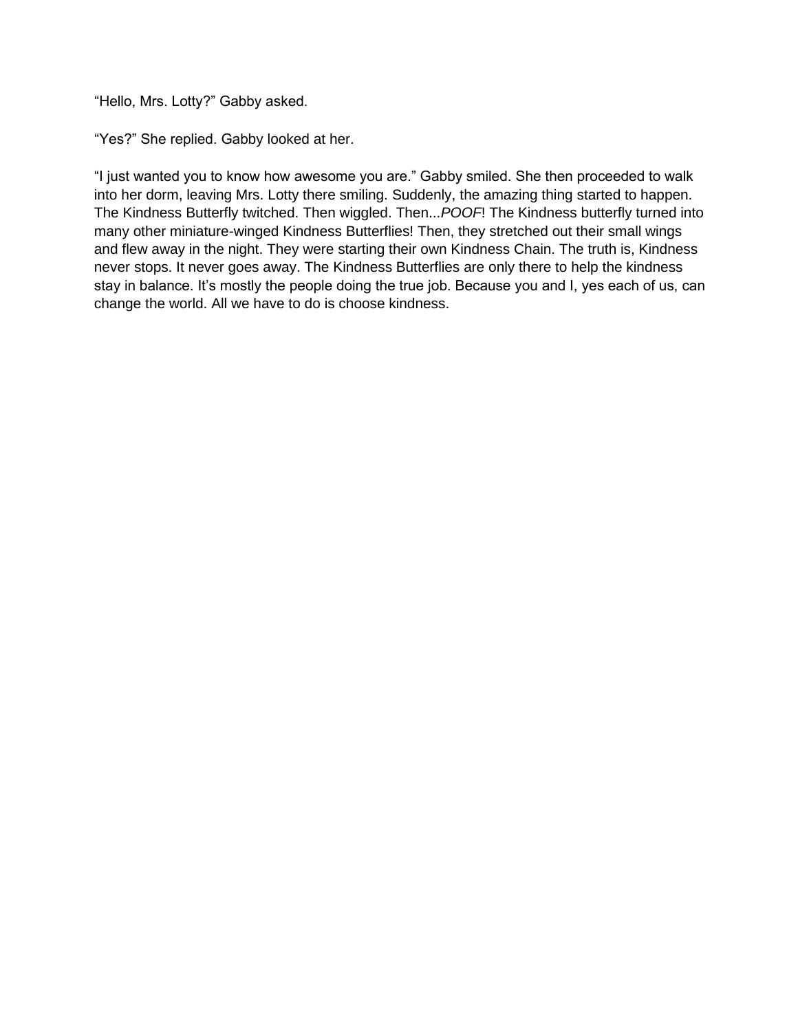“Hello, Mrs. Lotty?” Gabby asked.

“Yes?” She replied. Gabby looked at her.

“I just wanted you to know how awesome you are.” Gabby smiled. She then proceeded to walk into her dorm, leaving Mrs. Lotty there smiling. Suddenly, the amazing thing started to happen. The Kindness Butterfly twitched. Then wiggled. Then...*POOF*! The Kindness butterfly turned into many other miniature-winged Kindness Butterflies! Then, they stretched out their small wings and flew away in the night. They were starting their own Kindness Chain. The truth is, Kindness never stops. It never goes away. The Kindness Butterflies are only there to help the kindness stay in balance. It’s mostly the people doing the true job. Because you and I, yes each of us, can change the world. All we have to do is choose kindness.